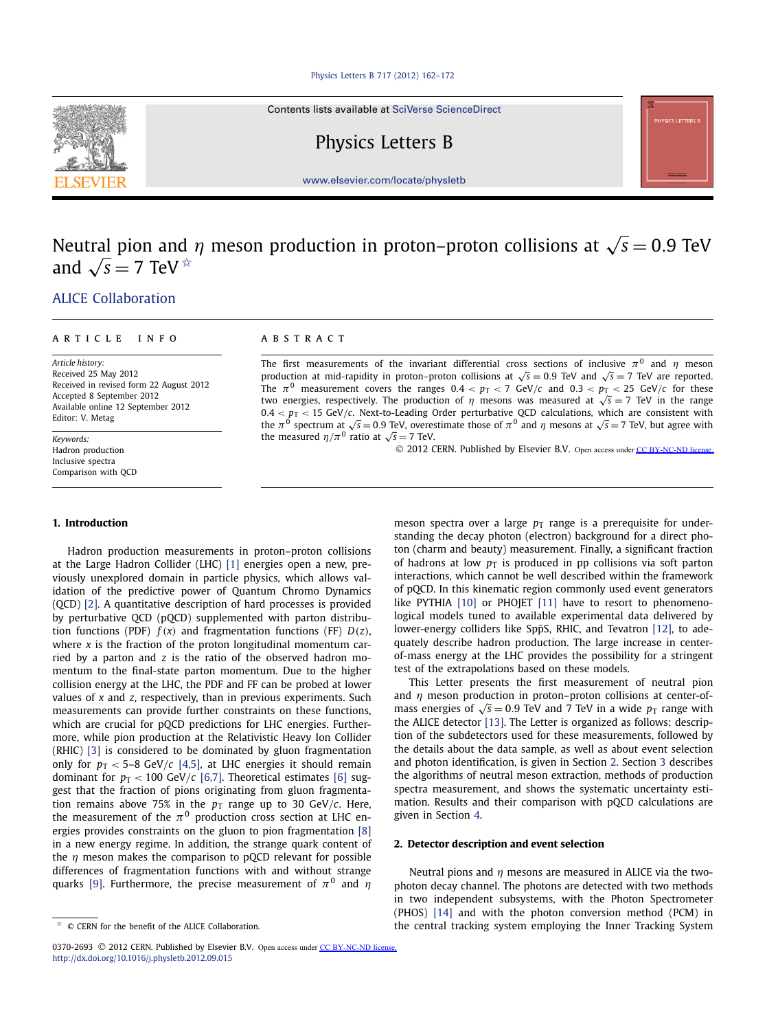# Neutral pion and $\eta$ meson production in proton–proton collisions at $\sqrt{s} = 0.9$ TeV and $\sqrt{s} = 7$ TeV ☆

ALICE Collaboration

**ARTICLE INFO**

*Article history:*
Received 25 May 2012
Received in revised form 22 August 2012
Accepted 8 September 2012
Available online 12 September 2012
Editor: V. Metag

*Keywords:*
Hadron production
Inclusive spectra
Comparison with QCD

**ABSTRACT**

The first measurements of the invariant differential cross sections of inclusive $\pi^0$ and $\eta$ meson production at mid-rapidity in proton–proton collisions at $\sqrt{s} = 0.9$ TeV and $\sqrt{s} = 7$ TeV are reported. The $\pi^0$ measurement covers the ranges $0.4 < p_T < 7$ GeV/$c$ and $0.3 < p_T < 25$ GeV/$c$ for these two energies, respectively. The production of $\eta$ mesons was measured at $\sqrt{s} = 7$ TeV in the range $0.4 < p_T < 15$ GeV/$c$. Next-to-Leading Order perturbative QCD calculations, which are consistent with the $\pi^0$ spectrum at $\sqrt{s} = 0.9$ TeV, overestimate those of $\pi^0$ and $\eta$ mesons at $\sqrt{s} = 7$ TeV, but agree with the measured $\eta/\pi^0$ ratio at $\sqrt{s} = 7$ TeV.

© 2012 CERN. Published by Elsevier B.V. Open access under CC BY-NC-ND license.

## 1. Introduction

Hadron production measurements in proton–proton collisions at the Large Hadron Collider (LHC) [1] energies open a new, previously unexplored domain in particle physics, which allows validation of the predictive power of Quantum Chromo Dynamics (QCD) [2]. A quantitative description of hard processes is provided by perturbative QCD (pQCD) supplemented with parton distribution functions (PDF) $f(x)$ and fragmentation functions (FF) $D(z)$, where $x$ is the fraction of the proton longitudinal momentum carried by a parton and $z$ is the ratio of the observed hadron momentum to the final-state parton momentum. Due to the higher collision energy at the LHC, the PDF and FF can be probed at lower values of $x$ and $z$, respectively, than in previous experiments. Such measurements can provide further constraints on these functions, which are crucial for pQCD predictions for LHC energies. Furthermore, while pion production at the Relativistic Heavy Ion Collider (RHIC) [3] is considered to be dominated by gluon fragmentation only for $p_T < 5$–$8$ GeV/$c$ [4,5], at LHC energies it should remain dominant for $p_T < 100$ GeV/$c$ [6,7]. Theoretical estimates [6] suggest that the fraction of pions originating from gluon fragmentation remains above 75% in the $p_T$ range up to 30 GeV/$c$. Here, the measurement of the $\pi^0$ production cross section at LHC energies provides constraints on the gluon to pion fragmentation [8] in a new energy regime. In addition, the strange quark content of the $\eta$ meson makes the comparison to pQCD relevant for possible differences of fragmentation functions with and without strange quarks [9]. Furthermore, the precise measurement of $\pi^0$ and $\eta$ meson spectra over a large $p_T$ range is a prerequisite for understanding the decay photon (electron) background for a direct photon (charm and beauty) measurement. Finally, a significant fraction of hadrons at low $p_T$ is produced in pp collisions via soft parton interactions, which cannot be well described within the framework of pQCD. In this kinematic region commonly used event generators like PYTHIA [10] or PHOJET [11] have to resort to phenomenological models tuned to available experimental data delivered by lower-energy colliders like Sp$\bar{\text{p}}$S, RHIC, and Tevatron [12], to adequately describe hadron production. The large increase in center-of-mass energy at the LHC provides the possibility for a stringent test of the extrapolations based on these models.

This Letter presents the first measurement of neutral pion and $\eta$ meson production in proton–proton collisions at center-of-mass energies of $\sqrt{s} = 0.9$ TeV and 7 TeV in a wide $p_T$ range with the ALICE detector [13]. The Letter is organized as follows: description of the subdetectors used for these measurements, followed by the details about the data sample, as well as about event selection and photon identification, is given in Section 2. Section 3 describes the algorithms of neutral meson extraction, methods of production spectra measurement, and shows the systematic uncertainty estimation. Results and their comparison with pQCD calculations are given in Section 4.

## 2. Detector description and event selection

Neutral pions and $\eta$ mesons are measured in ALICE via the two-photon decay channel. The photons are detected with two methods in two independent subsystems, with the Photon Spectrometer (PHOS) [14] and with the photon conversion method (PCM) in the central tracking system employing the Inner Tracking System

☆ © CERN for the benefit of the ALICE Collaboration.

0370-2693 © 2012 CERN. Published by Elsevier B.V. Open access under CC BY-NC-ND license.
http://dx.doi.org/10.1016/j.physletb.2012.09.015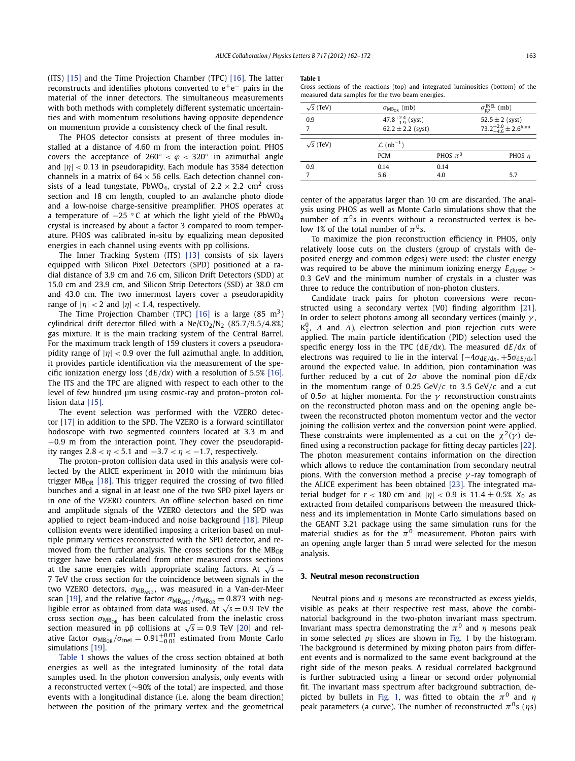(ITS) [15] and the Time Projection Chamber (TPC) [16]. The latter reconstructs and identifies photons converted to $e^+e^-$ pairs in the material of the inner detectors. The simultaneous measurements with both methods with completely different systematic uncertainties and with momentum resolutions having opposite dependence on momentum provide a consistency check of the final result.

The PHOS detector consists at present of three modules installed at a distance of 4.60 m from the interaction point. PHOS covers the acceptance of $260^\circ < \varphi < 320^\circ$ in azimuthal angle and $|\eta| < 0.13$ in pseudorapidity. Each module has 3584 detection channels in a matrix of $64 \times 56$ cells. Each detection channel consists of a lead tungstate, $PbWO_4$, crystal of $2.2 \times 2.2$ cm$^2$ cross section and 18 cm length, coupled to an avalanche photo diode and a low-noise charge-sensitive preamplifier. PHOS operates at a temperature of $-25\ ^\circ$C at which the light yield of the $PbWO_4$ crystal is increased by about a factor 3 compared to room temperature. PHOS was calibrated in-situ by equalizing mean deposited energies in each channel using events with pp collisions.

The Inner Tracking System (ITS) [13] consists of six layers equipped with Silicon Pixel Detectors (SPD) positioned at a radial distance of 3.9 cm and 7.6 cm, Silicon Drift Detectors (SDD) at 15.0 cm and 23.9 cm, and Silicon Strip Detectors (SSD) at 38.0 cm and 43.0 cm. The two innermost layers cover a pseudorapidity range of $|\eta| < 2$ and $|\eta| < 1.4$, respectively.

The Time Projection Chamber (TPC) [16] is a large (85 m$^3$) cylindrical drift detector filled with a $Ne/CO_2/N_2$ (85.7/9.5/4.8%) gas mixture. It is the main tracking system of the Central Barrel. For the maximum track length of 159 clusters it covers a pseudorapidity range of $|\eta| < 0.9$ over the full azimuthal angle. In addition, it provides particle identification via the measurement of the specific ionization energy loss ($dE/dx$) with a resolution of 5.5% [16]. The ITS and the TPC are aligned with respect to each other to the level of few hundred μm using cosmic-ray and proton–proton collision data [15].

The event selection was performed with the VZERO detector [17] in addition to the SPD. The VZERO is a forward scintillator hodoscope with two segmented counters located at 3.3 m and $-0.9$ m from the interaction point. They cover the pseudorapidity ranges $2.8 < \eta < 5.1$ and $-3.7 < \eta < -1.7$, respectively.

The proton–proton collision data used in this analysis were collected by the ALICE experiment in 2010 with the minimum bias trigger $MB_{OR}$ [18]. This trigger required the crossing of two filled bunches and a signal in at least one of the two SPD pixel layers or in one of the VZERO counters. An offline selection based on time and amplitude signals of the VZERO detectors and the SPD was applied to reject beam-induced and noise background [18]. Pileup collision events were identified imposing a criterion based on multiple primary vertices reconstructed with the SPD detector, and removed from the further analysis. The cross sections for the $MB_{OR}$ trigger have been calculated from other measured cross sections at the same energies with appropriate scaling factors. At $\sqrt{s} = 7$ TeV the cross section for the coincidence between signals in the two VZERO detectors, $\sigma_{MB_{AND}}$, was measured in a Van-der-Meer scan [19], and the relative factor $\sigma_{MB_{AND}}/\sigma_{MB_{OR}} = 0.873$ with negligible error as obtained from data was used. At $\sqrt{s} = 0.9$ TeV the cross section $\sigma_{MB_{OR}}$ has been calculated from the inelastic cross section measured in $p\bar{p}$ collisions at $\sqrt{s} = 0.9$ TeV [20] and relative factor $\sigma_{MB_{OR}}/\sigma_{inel} = 0.91^{+0.03}_{-0.01}$ estimated from Monte Carlo simulations [19].

Table 1 shows the values of the cross section obtained at both energies as well as the integrated luminosity of the total data samples used. In the photon conversion analysis, only events with a reconstructed vertex (~90% of the total) are inspected, and those events with a longitudinal distance (i.e. along the beam direction) between the position of the primary vertex and the geometrical center of the apparatus larger than 10 cm are discarded. The analysis using PHOS as well as Monte Carlo simulations show that the number of $\pi^0$s in events without a reconstructed vertex is below 1% of the total number of $\pi^0$s.

**Table 1**
Cross sections of the reactions (top) and integrated luminosities (bottom) of the measured data samples for the two beam energies.

| $\sqrt{s}$ (TeV) | $\sigma_{MB_{OR}}$ (mb) | | $\sigma_{pp}^{INEL}$ (mb) |
|---|---|---|---|
| 0.9 | $47.8^{+2.4}_{-1.9}$ (syst) | | $52.5 \pm 2$ (syst) |
| 7 | $62.2 \pm 2.2$ (syst) | | $73.2^{+2.0}_{-4.6} \pm 2.6^{lumi}$ |
| $\sqrt{s}$ (TeV) | $\mathcal{L}$ (nb$^{-1}$) | | |
| | PCM | PHOS $\pi^0$ | PHOS $\eta$ |
| 0.9 | 0.14 | 0.14 | |
| 7 | 5.6 | 4.0 | 5.7 |

To maximize the pion reconstruction efficiency in PHOS, only relatively loose cuts on the clusters (group of crystals with deposited energy and common edges) were used: the cluster energy was required to be above the minimum ionizing energy $E_{cluster} > 0.3$ GeV and the minimum number of crystals in a cluster was three to reduce the contribution of non-photon clusters.

Candidate track pairs for photon conversions were reconstructed using a secondary vertex (V0) finding algorithm [21]. In order to select photons among all secondary vertices (mainly $\gamma$, $K^0_S$, $\Lambda$ and $\bar{\Lambda}$), electron selection and pion rejection cuts were applied. The main particle identification (PID) selection used the specific energy loss in the TPC ($dE/dx$). The measured $dE/dx$ of electrons was required to lie in the interval $[-4\sigma_{dE/dx}, +5\sigma_{dE/dx}]$ around the expected value. In addition, pion contamination was further reduced by a cut of $2\sigma$ above the nominal pion $dE/dx$ in the momentum range of 0.25 GeV/$c$ to 3.5 GeV/$c$ and a cut of $0.5\sigma$ at higher momenta. For the $\gamma$ reconstruction constraints on the reconstructed photon mass and on the opening angle between the reconstructed photon momentum vector and the vector joining the collision vertex and the conversion point were applied. These constraints were implemented as a cut on the $\chi^2(\gamma)$ defined using a reconstruction package for fitting decay particles [22]. The photon measurement contains information on the direction which allows to reduce the contamination from secondary neutral pions. With the conversion method a precise $\gamma$-ray tomograph of the ALICE experiment has been obtained [23]. The integrated material budget for $r < 180$ cm and $|\eta| < 0.9$ is $11.4 \pm 0.5\%$ $X_0$ as extracted from detailed comparisons between the measured thickness and its implementation in Monte Carlo simulations based on the GEANT 3.21 package using the same simulation runs for the material studies as for the $\pi^0$ measurement. Photon pairs with an opening angle larger than 5 mrad were selected for the meson analysis.

## 3. Neutral meson reconstruction

Neutral pions and $\eta$ mesons are reconstructed as excess yields, visible as peaks at their respective rest mass, above the combinatorial background in the two-photon invariant mass spectrum. Invariant mass spectra demonstrating the $\pi^0$ and $\eta$ mesons peak in some selected $p_T$ slices are shown in Fig. 1 by the histogram. The background is determined by mixing photon pairs from different events and is normalized to the same event background at the right side of the meson peaks. A residual correlated background is further subtracted using a linear or second order polynomial fit. The invariant mass spectrum after background subtraction, depicted by bullets in Fig. 1, was fitted to obtain the $\pi^0$ and $\eta$ peak parameters (a curve). The number of reconstructed $\pi^0$s ($\eta$s)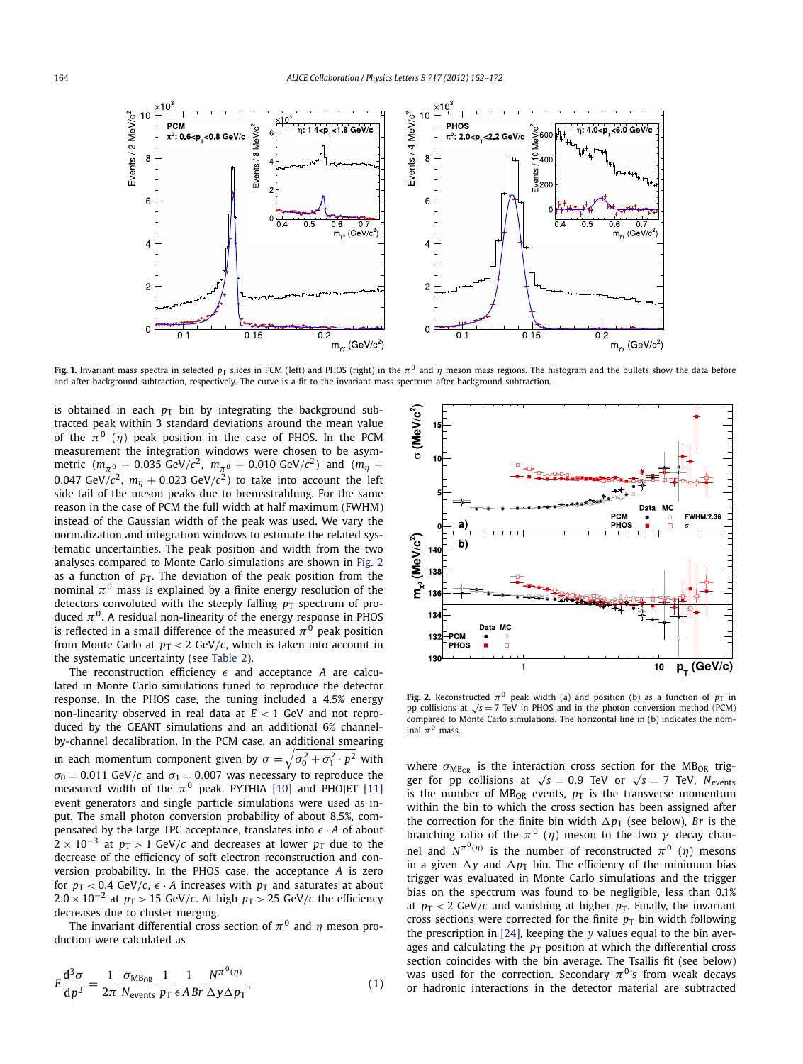**Fig. 1.** Invariant mass spectra in selected $p_T$ slices in PCM (left) and PHOS (right) in the $\pi^0$ and $\eta$ meson mass regions. The histogram and the bullets show the data before and after background subtraction, respectively. The curve is a fit to the invariant mass spectrum after background subtraction.

is obtained in each $p_T$ bin by integrating the background subtracted peak within 3 standard deviations around the mean value of the $\pi^0$ ($\eta$) peak position in the case of PHOS. In the PCM measurement the integration windows were chosen to be asymmetric ($m_{\pi^0} - 0.035$ GeV/$c^2$, $m_{\pi^0} + 0.010$ GeV/$c^2$) and ($m_\eta - 0.047$ GeV/$c^2$, $m_\eta + 0.023$ GeV/$c^2$) to take into account the left side tail of the meson peaks due to bremsstrahlung. For the same reason in the case of PCM the full width at half maximum (FWHM) instead of the Gaussian width of the peak was used. We vary the normalization and integration windows to estimate the related systematic uncertainties. The peak position and width from the two analyses compared to Monte Carlo simulations are shown in Fig. 2 as a function of $p_T$. The deviation of the peak position from the nominal $\pi^0$ mass is explained by a finite energy resolution of the detectors convoluted with the steeply falling $p_T$ spectrum of produced $\pi^0$. A residual non-linearity of the energy response in PHOS is reflected in a small difference of the measured $\pi^0$ peak position from Monte Carlo at $p_T < 2$ GeV/$c$, which is taken into account in the systematic uncertainty (see Table 2).

The reconstruction efficiency $\epsilon$ and acceptance $A$ are calculated in Monte Carlo simulations tuned to reproduce the detector response. In the PHOS case, the tuning included a 4.5% energy non-linearity observed in real data at $E < 1$ GeV and not reproduced by the GEANT simulations and an additional 6% channel-by-channel decalibration. In the PCM case, an additional smearing in each momentum component given by $\sigma = \sqrt{\sigma_0^2 + \sigma_1^2 \cdot p^2}$ with $\sigma_0 = 0.011$ GeV/$c$ and $\sigma_1 = 0.007$ was necessary to reproduce the measured width of the $\pi^0$ peak. PYTHIA [10] and PHOJET [11] event generators and single particle simulations were used as input. The small photon conversion probability of about 8.5%, compensated by the large TPC acceptance, translates into $\epsilon \cdot A$ of about $2 \times 10^{-3}$ at $p_T > 1$ GeV/$c$ and decreases at lower $p_T$ due to the decrease of the efficiency of soft electron reconstruction and conversion probability. In the PHOS case, the acceptance $A$ is zero for $p_T < 0.4$ GeV/$c$, $\epsilon \cdot A$ increases with $p_T$ and saturates at about $2.0 \times 10^{-2}$ at $p_T > 15$ GeV/$c$. At high $p_T > 25$ GeV/$c$ the efficiency decreases due to cluster merging.

The invariant differential cross section of $\pi^0$ and $\eta$ meson production were calculated as

$$E\frac{d^3\sigma}{dp^3} = \frac{1}{2\pi}\frac{\sigma_{\mathrm{MB_{OR}}}}{N_{\mathrm{events}}}\frac{1}{p_T}\frac{1}{\epsilon\, A\, Br}\frac{N^{\pi^0(\eta)}}{\Delta y \Delta p_T}, \quad (1)$$

**Fig. 2.** Reconstructed $\pi^0$ peak width (a) and position (b) as a function of $p_T$ in pp collisions at $\sqrt{s} = 7$ TeV in PHOS and in the photon conversion method (PCM) compared to Monte Carlo simulations. The horizontal line in (b) indicates the nominal $\pi^0$ mass.

where $\sigma_{\mathrm{MB_{OR}}}$ is the interaction cross section for the $\mathrm{MB_{OR}}$ trigger for pp collisions at $\sqrt{s} = 0.9$ TeV or $\sqrt{s} = 7$ TeV, $N_{\mathrm{events}}$ is the number of $\mathrm{MB_{OR}}$ events, $p_T$ is the transverse momentum within the bin to which the cross section has been assigned after the correction for the finite bin width $\Delta p_T$ (see below), $Br$ is the branching ratio of the $\pi^0$ ($\eta$) meson to the two $\gamma$ decay channel and $N^{\pi^0(\eta)}$ is the number of reconstructed $\pi^0$ ($\eta$) mesons in a given $\Delta y$ and $\Delta p_T$ bin. The efficiency of the minimum bias trigger was evaluated in Monte Carlo simulations and the trigger bias on the spectrum was found to be negligible, less than 0.1% at $p_T < 2$ GeV/$c$ and vanishing at higher $p_T$. Finally, the invariant cross sections were corrected for the finite $p_T$ bin width following the prescription in [24], keeping the $y$ values equal to the bin averages and calculating the $p_T$ position at which the differential cross section coincides with the bin average. The Tsallis fit (see below) was used for the correction. Secondary $\pi^0$'s from weak decays or hadronic interactions in the detector material are subtracted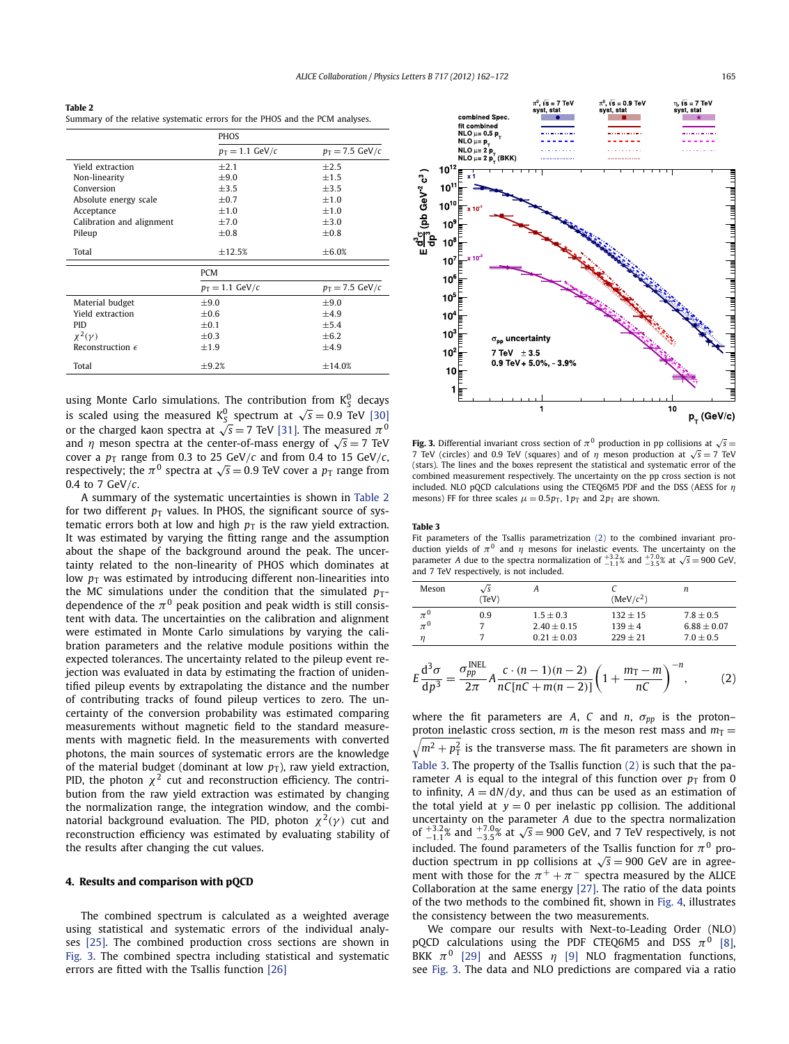**Table 2**
Summary of the relative systematic errors for the PHOS and the PCM analyses.

| | PHOS | |
|---|---|---|
| | $p_T = 1.1$ GeV/$c$ | $p_T = 7.5$ GeV/$c$ |
| Yield extraction | ±2.1 | ±2.5 |
| Non-linearity | ±9.0 | ±1.5 |
| Conversion | ±3.5 | ±3.5 |
| Absolute energy scale | ±0.7 | ±1.0 |
| Acceptance | ±1.0 | ±1.0 |
| Calibration and alignment | ±7.0 | ±3.0 |
| Pileup | ±0.8 | ±0.8 |
| Total | ±12.5% | ±6.0% |
| | **PCM** | |
| | $p_T = 1.1$ GeV/$c$ | $p_T = 7.5$ GeV/$c$ |
| Material budget | ±9.0 | ±9.0 |
| Yield extraction | ±0.6 | ±4.9 |
| PID | ±0.1 | ±5.4 |
| $\chi^2(\gamma)$ | ±0.3 | ±6.2 |
| Reconstruction $\epsilon$ | ±1.9 | ±4.9 |
| Total | ±9.2% | ±14.0% |

using Monte Carlo simulations. The contribution from $K^0_S$ decays is scaled using the measured $K^0_S$ spectrum at $\sqrt{s} = 0.9$ TeV [30] or the charged kaon spectra at $\sqrt{s} = 7$ TeV [31]. The measured $\pi^0$ and $\eta$ meson spectra at the center-of-mass energy of $\sqrt{s} = 7$ TeV cover a $p_T$ range from 0.3 to 25 GeV/$c$ and from 0.4 to 15 GeV/$c$, respectively; the $\pi^0$ spectra at $\sqrt{s} = 0.9$ TeV cover a $p_T$ range from 0.4 to 7 GeV/$c$.

A summary of the systematic uncertainties is shown in Table 2 for two different $p_T$ values. In PHOS, the significant source of systematic errors both at low and high $p_T$ is the raw yield extraction. It was estimated by varying the fitting range and the assumption about the shape of the background around the peak. The uncertainty related to the non-linearity of PHOS which dominates at low $p_T$ was estimated by introducing different non-linearities into the MC simulations under the condition that the simulated $p_T$-dependence of the $\pi^0$ peak position and peak width is still consistent with data. The uncertainties on the calibration and alignment were estimated in Monte Carlo simulations by varying the calibration parameters and the relative module positions within the expected tolerances. The uncertainty related to the pileup event rejection was evaluated in data by estimating the fraction of unidentified pileup events by extrapolating the distance and the number of contributing tracks of found pileup vertices to zero. The uncertainty of the conversion probability was estimated comparing measurements without magnetic field to the standard measurements with magnetic field. In the measurements with converted photons, the main sources of systematic errors are the knowledge of the material budget (dominant at low $p_T$), raw yield extraction, PID, the photon $\chi^2$ cut and reconstruction efficiency. The contribution from the raw yield extraction was estimated by changing the normalization range, the integration window, and the combinatorial background evaluation. The PID, photon $\chi^2(\gamma)$ cut and reconstruction efficiency was estimated by evaluating stability of the results after changing the cut values.

## 4. Results and comparison with pQCD

The combined spectrum is calculated as a weighted average using statistical and systematic errors of the individual analyses [25]. The combined production cross sections are shown in Fig. 3. The combined spectra including statistical and systematic errors are fitted with the Tsallis function [26]

**Fig. 3.** Differential invariant cross section of $\pi^0$ production in pp collisions at $\sqrt{s} = 7$ TeV (circles) and 0.9 TeV (squares) and of $\eta$ meson production at $\sqrt{s} = 7$ TeV (stars). The lines and the boxes represent the statistical and systematic error of the combined measurement respectively. The uncertainty on the pp cross section is not included. NLO pQCD calculations using the CTEQ6M5 PDF and the DSS (AESS for $\eta$ mesons) FF for three scales $\mu = 0.5p_T$, $1p_T$ and $2p_T$ are shown.

**Table 3**
Fit parameters of the Tsallis parametrization (2) to the combined invariant production yields of $\pi^0$ and $\eta$ mesons for inelastic events. The uncertainty on the parameter $A$ due to the spectra normalization of $^{+3.2}_{-1.1}$% and $^{+7.0}_{-3.5}$% at $\sqrt{s} = 900$ GeV, and 7 TeV respectively, is not included.

| Meson | $\sqrt{s}$ (TeV) | $A$ | $C$ (MeV/$c^2$) | $n$ |
|---|---|---|---|---|
| $\pi^0$ | 0.9 | $1.5 \pm 0.3$ | $132 \pm 15$ | $7.8 \pm 0.5$ |
| $\pi^0$ | 7 | $2.40 \pm 0.15$ | $139 \pm 4$ | $6.88 \pm 0.07$ |
| $\eta$ | 7 | $0.21 \pm 0.03$ | $229 \pm 21$ | $7.0 \pm 0.5$ |

$$E\frac{d^3\sigma}{dp^3} = \frac{\sigma^{\mathrm{INEL}}_{pp}}{2\pi} A \frac{c \cdot (n-1)(n-2)}{nC[nC + m(n-2)]}\left(1 + \frac{m_T - m}{nC}\right)^{-n}, \qquad (2)$$

where the fit parameters are $A$, $C$ and $n$, $\sigma_{pp}$ is the proton–proton inelastic cross section, $m$ is the meson rest mass and $m_T = \sqrt{m^2 + p_T^2}$ is the transverse mass. The fit parameters are shown in Table 3. The property of the Tsallis function (2) is such that the parameter $A$ is equal to the integral of this function over $p_T$ from 0 to infinity, $A = dN/dy$, and thus can be used as an estimation of the total yield at $y = 0$ per inelastic pp collision. The additional uncertainty on the parameter $A$ due to the spectra normalization of $^{+3.2}_{-1.1}$% and $^{+7.0}_{-3.5}$% at $\sqrt{s} = 900$ GeV, and 7 TeV respectively, is not included. The found parameters of the Tsallis function for $\pi^0$ production spectrum in pp collisions at $\sqrt{s} = 900$ GeV are in agreement with those for the $\pi^+ + \pi^-$ spectra measured by the ALICE Collaboration at the same energy [27]. The ratio of the data points of the two methods to the combined fit, shown in Fig. 4, illustrates the consistency between the two measurements.

We compare our results with Next-to-Leading Order (NLO) pQCD calculations using the PDF CTEQ6M5 and DSS $\pi^0$ [8], BKK $\pi^0$ [29] and AESSS $\eta$ [9] NLO fragmentation functions, see Fig. 3. The data and NLO predictions are compared via a ratio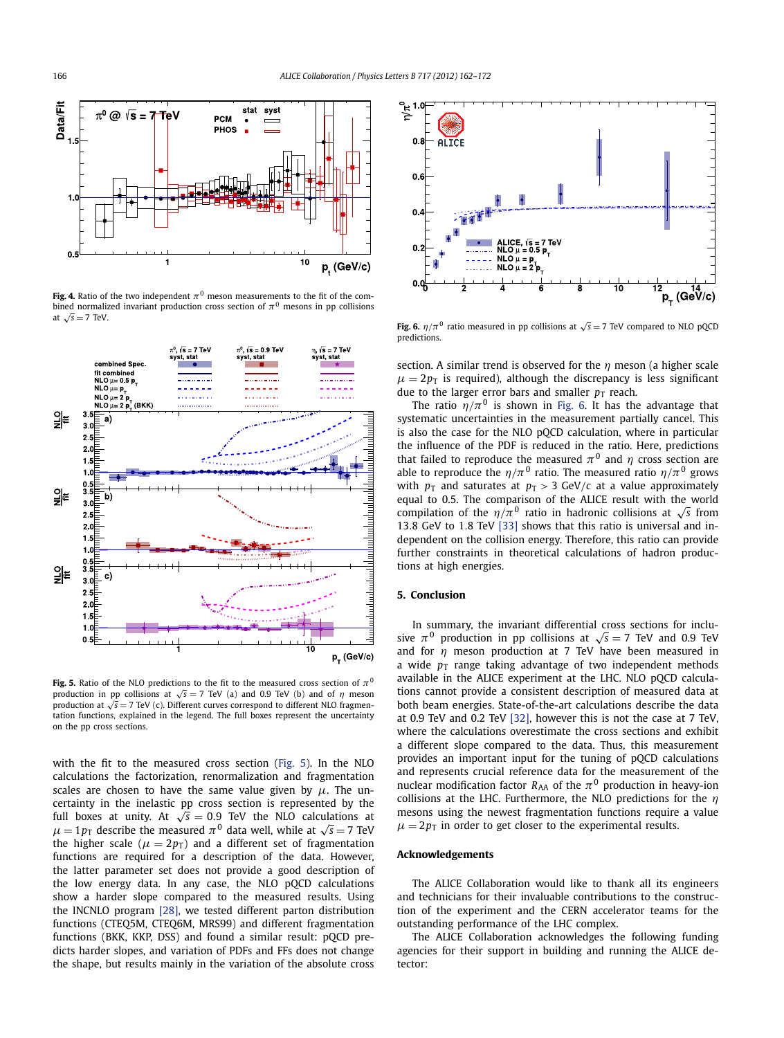**Fig. 4.** Ratio of the two independent $\pi^0$ meson measurements to the fit of the combined normalized invariant production cross section of $\pi^0$ mesons in pp collisions at $\sqrt{s} = 7$ TeV.

**Fig. 5.** Ratio of the NLO predictions to the fit to the measured cross section of $\pi^0$ production in pp collisions at $\sqrt{s} = 7$ TeV (a) and 0.9 TeV (b) and of $\eta$ meson production at $\sqrt{s} = 7$ TeV (c). Different curves correspond to different NLO fragmentation functions, explained in the legend. The full boxes represent the uncertainty on the pp cross sections.

with the fit to the measured cross section (Fig. 5). In the NLO calculations the factorization, renormalization and fragmentation scales are chosen to have the same value given by $\mu$. The uncertainty in the inelastic pp cross section is represented by the full boxes at unity. At $\sqrt{s} = 0.9$ TeV the NLO calculations at $\mu = 1p_{\mathrm{T}}$ describe the measured $\pi^0$ data well, while at $\sqrt{s} = 7$ TeV the higher scale ($\mu = 2p_{\mathrm{T}}$) and a different set of fragmentation functions are required for a description of the data. However, the latter parameter set does not provide a good description of the low energy data. In any case, the NLO pQCD calculations show a harder slope compared to the measured results. Using the INCNLO program [28], we tested different parton distribution functions (CTEQ5M, CTEQ6M, MRS99) and different fragmentation functions (BKK, KKP, DSS) and found a similar result: pQCD predicts harder slopes, and variation of PDFs and FFs does not change the shape, but results mainly in the variation of the absolute cross section. A similar trend is observed for the $\eta$ meson (a higher scale $\mu = 2p_{\mathrm{T}}$ is required), although the discrepancy is less significant due to the larger error bars and smaller $p_{\mathrm{T}}$ reach.

**Fig. 6.** $\eta/\pi^0$ ratio measured in pp collisions at $\sqrt{s} = 7$ TeV compared to NLO pQCD predictions.

The ratio $\eta/\pi^0$ is shown in Fig. 6. It has the advantage that systematic uncertainties in the measurement partially cancel. This is also the case for the NLO pQCD calculation, where in particular the influence of the PDF is reduced in the ratio. Here, predictions that failed to reproduce the measured $\pi^0$ and $\eta$ cross section are able to reproduce the $\eta/\pi^0$ ratio. The measured ratio $\eta/\pi^0$ grows with $p_{\mathrm{T}}$ and saturates at $p_{\mathrm{T}} > 3$ GeV/$c$ at a value approximately equal to 0.5. The comparison of the ALICE result with the world compilation of the $\eta/\pi^0$ ratio in hadronic collisions at $\sqrt{s}$ from 13.8 GeV to 1.8 TeV [33] shows that this ratio is universal and independent on the collision energy. Therefore, this ratio can provide further constraints in theoretical calculations of hadron productions at high energies.

## 5. Conclusion

In summary, the invariant differential cross sections for inclusive $\pi^0$ production in pp collisions at $\sqrt{s} = 7$ TeV and 0.9 TeV and for $\eta$ meson production at 7 TeV have been measured in a wide $p_{\mathrm{T}}$ range taking advantage of two independent methods available in the ALICE experiment at the LHC. NLO pQCD calculations cannot provide a consistent description of measured data at both beam energies. State-of-the-art calculations describe the data at 0.9 TeV and 0.2 TeV [32], however this is not the case at 7 TeV, where the calculations overestimate the cross sections and exhibit a different slope compared to the data. Thus, this measurement provides an important input for the tuning of pQCD calculations and represents crucial reference data for the measurement of the nuclear modification factor $R_{AA}$ of the $\pi^0$ production in heavy-ion collisions at the LHC. Furthermore, the NLO predictions for the $\eta$ mesons using the newest fragmentation functions require a value $\mu = 2p_{\mathrm{T}}$ in order to get closer to the experimental results.

## Acknowledgements

The ALICE Collaboration would like to thank all its engineers and technicians for their invaluable contributions to the construction of the experiment and the CERN accelerator teams for the outstanding performance of the LHC complex.

The ALICE Collaboration acknowledges the following funding agencies for their support in building and running the ALICE detector: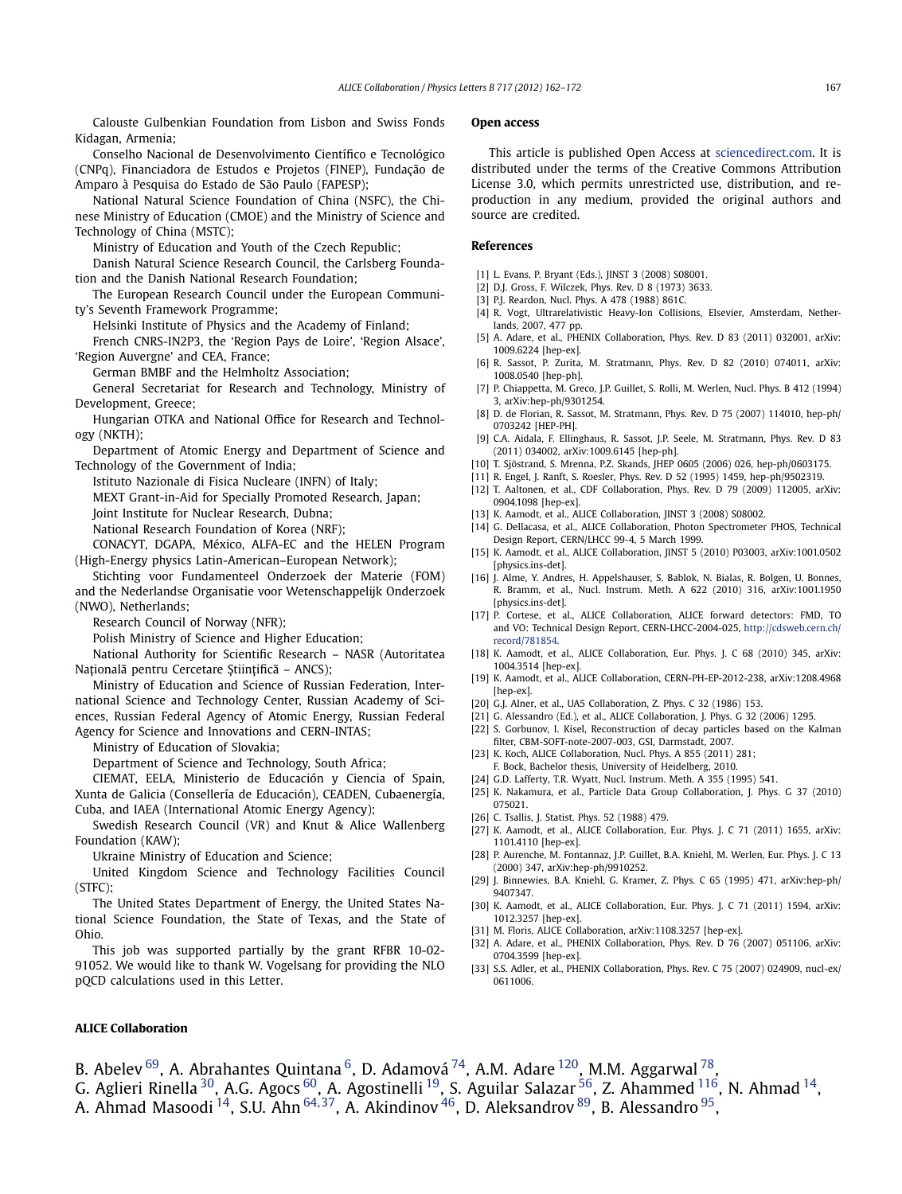Calouste Gulbenkian Foundation from Lisbon and Swiss Fonds Kidagan, Armenia;

Conselho Nacional de Desenvolvimento Científico e Tecnológico (CNPq), Financiadora de Estudos e Projetos (FINEP), Fundação de Amparo à Pesquisa do Estado de São Paulo (FAPESP);

National Natural Science Foundation of China (NSFC), the Chinese Ministry of Education (CMOE) and the Ministry of Science and Technology of China (MSTC);

Ministry of Education and Youth of the Czech Republic;

Danish Natural Science Research Council, the Carlsberg Foundation and the Danish National Research Foundation;

The European Research Council under the European Community's Seventh Framework Programme;

Helsinki Institute of Physics and the Academy of Finland;

French CNRS-IN2P3, the 'Region Pays de Loire', 'Region Alsace', 'Region Auvergne' and CEA, France;

German BMBF and the Helmholtz Association;

General Secretariat for Research and Technology, Ministry of Development, Greece;

Hungarian OTKA and National Office for Research and Technology (NKTH);

Department of Atomic Energy and Department of Science and Technology of the Government of India;

Istituto Nazionale di Fisica Nucleare (INFN) of Italy;

MEXT Grant-in-Aid for Specially Promoted Research, Japan;

Joint Institute for Nuclear Research, Dubna;

National Research Foundation of Korea (NRF);

CONACYT, DGAPA, México, ALFA-EC and the HELEN Program (High-Energy physics Latin-American–European Network);

Stichting voor Fundamenteel Onderzoek der Materie (FOM) and the Nederlandse Organisatie voor Wetenschappelijk Onderzoek (NWO), Netherlands;

Research Council of Norway (NFR);

Polish Ministry of Science and Higher Education;

National Authority for Scientific Research – NASR (Autoritatea Națională pentru Cercetare Științifică – ANCS);

Ministry of Education and Science of Russian Federation, International Science and Technology Center, Russian Academy of Sciences, Russian Federal Agency of Atomic Energy, Russian Federal Agency for Science and Innovations and CERN-INTAS;

Ministry of Education of Slovakia;

Department of Science and Technology, South Africa;

CIEMAT, EELA, Ministerio de Educación y Ciencia of Spain, Xunta de Galicia (Consellería de Educación), CEADEN, Cubaenergía, Cuba, and IAEA (International Atomic Energy Agency);

Swedish Research Council (VR) and Knut & Alice Wallenberg Foundation (KAW);

Ukraine Ministry of Education and Science;

United Kingdom Science and Technology Facilities Council (STFC);

The United States Department of Energy, the United States National Science Foundation, the State of Texas, and the State of Ohio.

This job was supported partially by the grant RFBR 10-02-91052. We would like to thank W. Vogelsang for providing the NLO pQCD calculations used in this Letter.

## Open access

This article is published Open Access at sciencedirect.com. It is distributed under the terms of the Creative Commons Attribution License 3.0, which permits unrestricted use, distribution, and reproduction in any medium, provided the original authors and source are credited.

## References

[1] L. Evans, P. Bryant (Eds.), JINST 3 (2008) S08001.
[2] D.J. Gross, F. Wilczek, Phys. Rev. D 8 (1973) 3633.
[3] P.J. Reardon, Nucl. Phys. A 478 (1988) 861C.
[4] R. Vogt, Ultrarelativistic Heavy-Ion Collisions, Elsevier, Amsterdam, Netherlands, 2007, 477 pp.
[5] A. Adare, et al., PHENIX Collaboration, Phys. Rev. D 83 (2011) 032001, arXiv:1009.6224 [hep-ex].
[6] R. Sassot, P. Zurita, M. Stratmann, Phys. Rev. D 82 (2010) 074011, arXiv:1008.0540 [hep-ph].
[7] P. Chiappetta, M. Greco, J.P. Guillet, S. Rolli, M. Werlen, Nucl. Phys. B 412 (1994) 3, arXiv:hep-ph/9301254.
[8] D. de Florian, R. Sassot, M. Stratmann, Phys. Rev. D 75 (2007) 114010, hep-ph/0703242 [HEP-PH].
[9] C.A. Aidala, F. Ellinghaus, R. Sassot, J.P. Seele, M. Stratmann, Phys. Rev. D 83 (2011) 034002, arXiv:1009.6145 [hep-ph].
[10] T. Sjöstrand, S. Mrenna, P.Z. Skands, JHEP 0605 (2006) 026, hep-ph/0603175.
[11] R. Engel, J. Ranft, S. Roesler, Phys. Rev. D 52 (1995) 1459, hep-ph/9502319.
[12] T. Aaltonen, et al., CDF Collaboration, Phys. Rev. D 79 (2009) 112005, arXiv:0904.1098 [hep-ex].
[13] K. Aamodt, et al., ALICE Collaboration, JINST 3 (2008) S08002.
[14] G. Dellacasa, et al., ALICE Collaboration, Photon Spectrometer PHOS, Technical Design Report, CERN/LHCC 99-4, 5 March 1999.
[15] K. Aamodt, et al., ALICE Collaboration, JINST 5 (2010) P03003, arXiv:1001.0502 [physics.ins-det].
[16] J. Alme, Y. Andres, H. Appelshauser, S. Bablok, N. Bialas, R. Bolgen, U. Bonnes, R. Bramm, et al., Nucl. Instrum. Meth. A 622 (2010) 316, arXiv:1001.1950 [physics.ins-det].
[17] P. Cortese, et al., ALICE Collaboration, ALICE forward detectors: FMD, TO and VO: Technical Design Report, CERN-LHCC-2004-025, http://cdsweb.cern.ch/record/781854.
[18] K. Aamodt, et al., ALICE Collaboration, Eur. Phys. J. C 68 (2010) 345, arXiv:1004.3514 [hep-ex].
[19] K. Aamodt, et al., ALICE Collaboration, CERN-PH-EP-2012-238, arXiv:1208.4968 [hep-ex].
[20] G.J. Alner, et al., UA5 Collaboration, Z. Phys. C 32 (1986) 153.
[21] G. Alessandro (Ed.), et al., ALICE Collaboration, J. Phys. G 32 (2006) 1295.
[22] S. Gorbunov, I. Kisel, Reconstruction of decay particles based on the Kalman filter, CBM-SOFT-note-2007-003, GSI, Darmstadt, 2007.
[23] K. Koch, ALICE Collaboration, Nucl. Phys. A 855 (2011) 281;
F. Bock, Bachelor thesis, University of Heidelberg, 2010.
[24] G.D. Lafferty, T.R. Wyatt, Nucl. Instrum. Meth. A 355 (1995) 541.
[25] K. Nakamura, et al., Particle Data Group Collaboration, J. Phys. G 37 (2010) 075021.
[26] C. Tsallis, J. Statist. Phys. 52 (1988) 479.
[27] K. Aamodt, et al., ALICE Collaboration, Eur. Phys. J. C 71 (2011) 1655, arXiv:1101.4110 [hep-ex].
[28] P. Aurenche, M. Fontannaz, J.P. Guillet, B.A. Kniehl, M. Werlen, Eur. Phys. J. C 13 (2000) 347, arXiv:hep-ph/9910252.
[29] J. Binnewies, B.A. Kniehl, G. Kramer, Z. Phys. C 65 (1995) 471, arXiv:hep-ph/9407347.
[30] K. Aamodt, et al., ALICE Collaboration, Eur. Phys. J. C 71 (2011) 1594, arXiv:1012.3257 [hep-ex].
[31] M. Floris, ALICE Collaboration, arXiv:1108.3257 [hep-ex].
[32] A. Adare, et al., PHENIX Collaboration, Phys. Rev. D 76 (2007) 051106, arXiv:0704.3599 [hep-ex].
[33] S.S. Adler, et al., PHENIX Collaboration, Phys. Rev. C 75 (2007) 024909, nucl-ex/0611006.

## ALICE Collaboration

B. Abelev [69], A. Abrahantes Quintana [6], D. Adamová [74], A.M. Adare [120], M.M. Aggarwal [78], G. Aglieri Rinella [30], A.G. Agocs [60], A. Agostinelli [19], S. Aguilar Salazar [56], Z. Ahammed [116], N. Ahmad [14], A. Ahmad Masoodi [14], S.U. Ahn [64,37], A. Akindinov [46], D. Aleksandrov [89], B. Alessandro [95],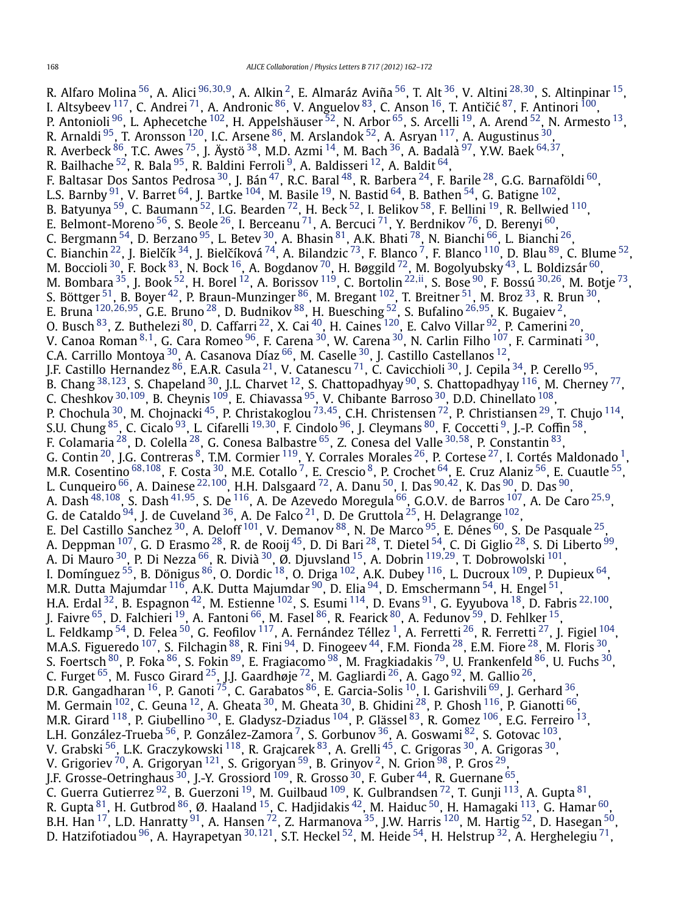R. Alfaro Molina [56], A. Alici [96,30,9], A. Alkin [2], E. Almaráz Aviña [56], T. Alt [36], V. Altini [28,30], S. Altinpinar [15], I. Altsybeev [117], C. Andrei [71], A. Andronic [86], V. Anguelov [83], C. Anson [16], T. Antičić [87], F. Antinori [100], P. Antonioli [96], L. Aphecetche [102], H. Appelshäuser [52], N. Arbor [65], S. Arcelli [19], A. Arend [52], N. Armesto [13], R. Arnaldi [95], T. Aronsson [120], I.C. Arsene [86], M. Arslandok [52], A. Asryan [117], A. Augustinus [30], R. Averbeck [86], T.C. Awes [75], J. Äystö [38], M.D. Azmi [14], M. Bach [36], A. Badalà [97], Y.W. Baek [64,37], R. Bailhache [52], R. Bala [95], R. Baldini Ferroli [9], A. Baldisseri [12], A. Baldit [64], F. Baltasar Dos Santos Pedrosa [30], J. Bán [47], R.C. Baral [48], R. Barbera [24], F. Barile [28], G.G. Barnaföldi [60], L.S. Barnby [91], V. Barret [64], J. Bartke [104], M. Basile [19], N. Bastid [64], B. Bathen [54], G. Batigne [102], B. Batyunya [59], C. Baumann [52], I.G. Bearden [72], H. Beck [52], I. Belikov [58], F. Bellini [19], R. Bellwied [110], E. Belmont-Moreno [56], S. Beole [26], I. Berceanu [71], A. Bercuci [71], Y. Berdnikov [76], D. Berenyi [60], C. Bergmann [54], D. Berzano [95], L. Betev [30], A. Bhasin [81], A.K. Bhati [78], N. Bianchi [66], L. Bianchi [26], C. Bianchin [22], J. Bielčík [34], J. Bielčíková [74], A. Bilandzic [73], F. Blanco [7], F. Blanco [110], D. Blau [89], C. Blume [52], M. Boccioli [30], F. Bock [83], N. Bock [16], A. Bogdanov [70], H. Bøggild [72], M. Bogolyubsky [43], L. Boldizsár [60], M. Bombara [35], J. Book [52], H. Borel [12], A. Borissov [119], C. Bortolin [22,ii], S. Bose [90], F. Bossú [30,26], M. Botje [73], S. Böttger [51], B. Boyer [42], P. Braun-Munzinger [86], M. Bregant [102], T. Breitner [51], M. Broz [33], R. Brun [30], E. Bruna [120,26,95], G.E. Bruno [28], D. Budnikov [88], H. Buesching [52], S. Bufalino [26,95], K. Bugaiev [2], O. Busch [83], Z. Buthelezi [80], D. Caffarri [22], X. Cai [40], H. Caines [120], E. Calvo Villar [92], P. Camerini [20], V. Canoa Roman [8,1], G. Cara Romeo [96], F. Carena [30], W. Carena [30], N. Carlin Filho [107], F. Carminati [30], C.A. Carrillo Montoya [30], A. Casanova Díaz [66], M. Caselle [30], J. Castillo Castellanos [12], J.F. Castillo Hernandez [86], E.A.R. Casula [21], V. Catanescu [71], C. Cavicchioli [30], J. Cepila [34], P. Cerello [95], B. Chang [38,123], S. Chapeland [30], J.L. Charvet [12], S. Chattopadhyay [90], S. Chattopadhyay [116], M. Cherney [77], C. Cheshkov [30,109], B. Cheynis [109], E. Chiavassa [95], V. Chibante Barroso [30], D.D. Chinellato [108], P. Chochula [30], M. Chojnacki [45], P. Christakoglou [73,45], C.H. Christensen [72], P. Christiansen [29], T. Chujo [114], S.U. Chung [85], C. Cicalo [93], L. Cifarelli [19,30], F. Cindolo [96], J. Cleymans [80], F. Coccetti [9], J.-P. Coffin [58], F. Colamaria [28], D. Colella [28], G. Conesa Balbastre [65], Z. Conesa del Valle [30,58], P. Constantin [83], G. Contin [20], J.G. Contreras [8], T.M. Cormier [119], Y. Corrales Morales [26], P. Cortese [27], I. Cortés Maldonado [1], M.R. Cosentino [68,108], F. Costa [30], M.E. Cotallo [7], E. Crescio [8], P. Crochet [64], E. Cruz Alaniz [56], E. Cuautle [55], L. Cunqueiro [66], A. Dainese [22,100], H.H. Dalsgaard [72], A. Danu [50], I. Das [90,42], K. Das [90], D. Das [90], A. Dash [48,108], S. Dash [41,95], S. De [116], A. De Azevedo Moregula [66], G.O.V. de Barros [107], A. De Caro [25,9], G. de Cataldo [94], J. de Cuveland [36], A. De Falco [21], D. De Gruttola [25], H. Delagrange [102], E. Del Castillo Sanchez [30], A. Deloff [101], V. Demanov [88], N. De Marco [95], E. Dénes [60], S. De Pasquale [25], A. Deppman [107], G. D Erasmo [28], R. de Rooij [45], D. Di Bari [28], T. Dietel [54], C. Di Giglio [28], S. Di Liberto [99], A. Di Mauro [30], P. Di Nezza [66], R. Divià [30], Ø. Djuvsland [15], A. Dobrin [119,29], T. Dobrowolski [101], I. Domínguez [55], B. Dönigus [86], O. Dordic [18], O. Driga [102], A.K. Dubey [116], L. Ducroux [109], P. Dupieux [64], M.R. Dutta Majumdar [116], A.K. Dutta Majumdar [90], D. Elia [94], D. Emschermann [54], H. Engel [51], H.A. Erdal [32], B. Espagnon [42], M. Estienne [102], S. Esumi [114], D. Evans [91], G. Eyyubova [18], D. Fabris [22,100], J. Faivre [65], D. Falchieri [19], A. Fantoni [66], M. Fasel [86], R. Fearick [80], A. Fedunov [59], D. Fehlker [15], L. Feldkamp [54], D. Felea [50], G. Feofilov [117], A. Fernández Téllez [1], A. Ferretti [26], R. Ferretti [27], J. Figiel [104], M.A.S. Figueredo [107], S. Filchagin [88], R. Fini [94], D. Finogeev [44], F.M. Fionda [28], E.M. Fiore [28], M. Floris [30], S. Foertsch [80], P. Foka [86], S. Fokin [89], E. Fragiacomo [98], M. Fragkiadakis [79], U. Frankenfeld [86], U. Fuchs [30], C. Furget [65], M. Fusco Girard [25], J.J. Gaardhøje [72], M. Gagliardi [26], A. Gago [92], M. Gallio [26], D.R. Gangadharan [16], P. Ganoti [75], C. Garabatos [86], E. Garcia-Solis [10], I. Garishvili [69], J. Gerhard [36], M. Germain [102], C. Geuna [12], A. Gheata [30], M. Gheata [30], B. Ghidini [28], P. Ghosh [116], P. Gianotti [66], M.R. Girard [118], P. Giubellino [30], E. Gladysz-Dziadus [104], P. Glässel [83], R. Gomez [106], E.G. Ferreiro [13], L.H. González-Trueba [56], P. González-Zamora [7], S. Gorbunov [36], A. Goswami [82], S. Gotovac [103], V. Grabski [56], L.K. Graczykowski [118], R. Grajcarek [83], A. Grelli [45], C. Grigoras [30], A. Grigoras [30], V. Grigoriev [70], A. Grigoryan [121], S. Grigoryan [59], B. Grinyov [2], N. Grion [98], P. Gros [29], J.F. Grosse-Oetringhaus [30], J.-Y. Grossiord [109], R. Grosso [30], F. Guber [44], R. Guernane [65], C. Guerra Gutierrez [92], B. Guerzoni [19], M. Guilbaud [109], K. Gulbrandsen [72], T. Gunji [113], A. Gupta [81], R. Gupta [81], H. Gutbrod [86], Ø. Haaland [15], C. Hadjidakis [42], M. Haiduc [50], H. Hamagaki [113], G. Hamar [60], B.H. Han [17], L.D. Hanratty [91], A. Hansen [72], Z. Harmanova [35], J.W. Harris [120], M. Hartig [52], D. Hasegan [50], D. Hatzifotiadou [96], A. Hayrapetyan [30,121], S.T. Heckel [52], M. Heide [54], H. Helstrup [32], A. Herghelegiu [71],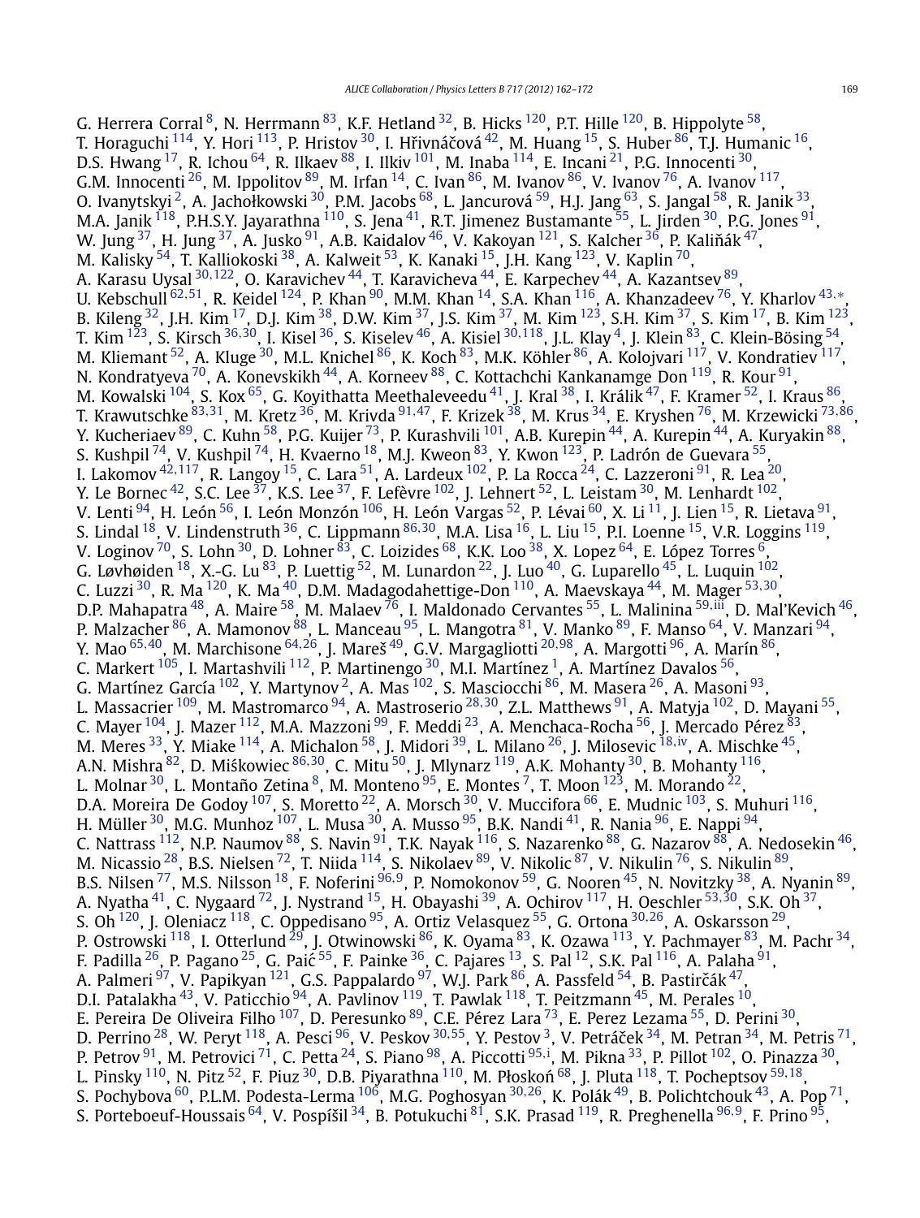G. Herrera Corral [8], N. Herrmann [83], K.F. Hetland [32], B. Hicks [120], P.T. Hille [120], B. Hippolyte [58], T. Horaguchi [114], Y. Hori [113], P. Hristov [30], I. Hřivnáčová [42], M. Huang [15], S. Huber [86], T.J. Humanic [16], D.S. Hwang [17], R. Ichou [64], R. Ilkaev [88], I. Ilkiv [101], M. Inaba [114], E. Incani [21], P.G. Innocenti [30], G.M. Innocenti [26], M. Ippolitov [89], M. Irfan [14], C. Ivan [86], M. Ivanov [86], V. Ivanov [76], A. Ivanov [117], O. Ivanytskyi [2], A. Jachołkowski [30], P.M. Jacobs [68], L. Jancurová [59], H.J. Jang [63], S. Jangal [58], R. Janik [33], M.A. Janik [118], P.H.S.Y. Jayarathna [110], S. Jena [41], R.T. Jimenez Bustamante [55], L. Jirden [30], P.G. Jones [91], W. Jung [37], H. Jung [37], A. Jusko [91], A.B. Kaidalov [46], V. Kakoyan [121], S. Kalcher [36], P. Kaliňák [47], M. Kalisky [54], T. Kalliokoski [38], A. Kalweit [53], K. Kanaki [15], J.H. Kang [123], V. Kaplin [70], A. Karasu Uysal [30,122], O. Karavichev [44], T. Karavicheva [44], E. Karpechev [44], A. Kazantsev [89], U. Kebschull [62,51], R. Keidel [124], P. Khan [90], M.M. Khan [14], S.A. Khan [116], A. Khanzadeev [76], Y. Kharlov [43,*], B. Kileng [32], J.H. Kim [17], D.J. Kim [38], D.W. Kim [37], J.S. Kim [37], M. Kim [123], S.H. Kim [37], S. Kim [17], B. Kim [123], T. Kim [123], S. Kirsch [36,30], I. Kisel [36], S. Kiselev [46], A. Kisiel [30,118], J.L. Klay [4], J. Klein [83], C. Klein-Bösing [54], M. Kliemant [52], A. Kluge [30], M.L. Knichel [86], K. Koch [83], M.K. Köhler [86], A. Kolojvari [117], V. Kondratiev [117], N. Kondratyeva [70], A. Konevskikh [44], A. Korneev [88], C. Kottachchi Kankanamge Don [119], R. Kour [91], M. Kowalski [104], S. Kox [65], G. Koyithatta Meethaleveedu [41], J. Kral [38], I. Králik [47], F. Kramer [52], I. Kraus [86], T. Krawutschke [83,31], M. Kretz [36], M. Krivda [91,47], F. Krizek [38], M. Krus [34], E. Kryshen [76], M. Krzewicki [73,86], Y. Kucheriaev [89], C. Kuhn [58], P.G. Kuijer [73], P. Kurashvili [101], A.B. Kurepin [44], A. Kurepin [44], A. Kuryakin [88], S. Kushpil [74], V. Kushpil [74], H. Kvaerno [18], M.J. Kweon [83], Y. Kwon [123], P. Ladrón de Guevara [55], I. Lakomov [42,117], R. Langoy [15], C. Lara [51], A. Lardeux [102], P. La Rocca [24], C. Lazzeroni [91], R. Lea [20], Y. Le Bornec [42], S.C. Lee [37], K.S. Lee [37], F. Lefèvre [102], J. Lehnert [52], L. Leistam [30], M. Lenhardt [102], V. Lenti [94], H. León [56], I. León Monzón [106], H. León Vargas [52], P. Lévai [60], X. Li [11], J. Lien [15], R. Lietava [91], S. Lindal [18], V. Lindenstruth [36], C. Lippmann [86,30], M.A. Lisa [16], L. Liu [15], P.I. Loenne [15], V.R. Loggins [119], V. Loginov [70], S. Lohn [30], D. Lohner [83], C. Loizides [68], K.K. Loo [38], X. Lopez [64], E. López Torres [6], G. Løvhøiden [18], X.-G. Lu [83], P. Luettig [52], M. Lunardon [22], J. Luo [40], G. Luparello [45], L. Luquin [102], C. Luzzi [30], R. Ma [120], K. Ma [40], D.M. Madagodahettige-Don [110], A. Maevskaya [44], M. Mager [53,30], D.P. Mahapatra [48], A. Maire [58], M. Malaev [76], I. Maldonado Cervantes [55], L. Malinina [59,iii], D. Mal'Kevich [46], P. Malzacher [86], A. Mamonov [88], L. Manceau [95], L. Mangotra [81], V. Manko [89], F. Manso [64], V. Manzari [94], Y. Mao [65,40], M. Marchisone [64,26], J. Mareš [49], G.V. Margagliotti [20,98], A. Margotti [96], A. Marín [86], C. Markert [105], I. Martashvili [112], P. Martinengo [30], M.I. Martínez [1], A. Martínez Davalos [56], G. Martínez García [102], Y. Martynov [2], A. Mas [102], S. Masciocchi [86], M. Masera [26], A. Masoni [93], L. Massacrier [109], M. Mastromarco [94], A. Mastroserio [28,30], Z.L. Matthews [91], A. Matyja [102], D. Mayani [55], C. Mayer [104], J. Mazer [112], M.A. Mazzoni [99], F. Meddi [23], A. Menchaca-Rocha [56], J. Mercado Pérez [83], M. Meres [33], Y. Miake [114], A. Michalon [58], J. Midori [39], L. Milano [26], J. Milosevic [18,iv], A. Mischke [45], A.N. Mishra [82], D. Miśkowiec [86,30], C. Mitu [50], J. Mlynarz [119], A.K. Mohanty [30], B. Mohanty [116], L. Molnar [30], L. Montaño Zetina [8], M. Monteno [95], E. Montes [7], T. Moon [123], M. Morando [22], D.A. Moreira De Godoy [107], S. Moretto [22], A. Morsch [30], V. Muccifora [66], E. Mudnic [103], S. Muhuri [116], H. Müller [30], M.G. Munhoz [107], L. Musa [30], A. Musso [95], B.K. Nandi [41], R. Nania [96], E. Nappi [94], C. Nattrass [112], N.P. Naumov [88], S. Navin [91], T.K. Nayak [116], S. Nazarenko [88], G. Nazarov [88], A. Nedosekin [46], M. Nicassio [28], B.S. Nielsen [72], T. Niida [114], S. Nikolaev [89], V. Nikolic [87], V. Nikulin [76], S. Nikulin [89], B.S. Nilsen [77], M.S. Nilsson [18], F. Noferini [96,9], P. Nomokonov [59], G. Nooren [45], N. Novitzky [38], A. Nyanin [89], A. Nyatha [41], C. Nygaard [72], J. Nystrand [15], H. Obayashi [39], A. Ochirov [117], H. Oeschler [53,30], S.K. Oh [37], S. Oh [120], J. Oleniacz [118], C. Oppedisano [95], A. Ortiz Velasquez [55], G. Ortona [30,26], A. Oskarsson [29], P. Ostrowski [118], I. Otterlund [29], J. Otwinowski [86], K. Oyama [83], K. Ozawa [113], Y. Pachmayer [83], M. Pachr [34], F. Padilla [26], P. Pagano [25], G. Paić [55], F. Painke [36], C. Pajares [13], S. Pal [12], S.K. Pal [116], A. Palaha [91], A. Palmeri [97], V. Papikyan [121], G.S. Pappalardo [97], W.J. Park [86], A. Passfeld [54], B. Pastirčák [47], D.I. Patalakha [43], V. Paticchio [94], A. Pavlinov [119], T. Pawlak [118], T. Peitzmann [45], M. Perales [10], E. Pereira De Oliveira Filho [107], D. Peresunko [89], C.E. Pérez Lara [73], E. Perez Lezama [55], D. Perini [30], D. Perrino [28], W. Peryt [118], A. Pesci [96], V. Peskov [30,55], Y. Pestov [3], V. Petráček [34], M. Petran [34], M. Petris [71], P. Petrov [91], M. Petrovici [71], C. Petta [24], S. Piano [98], A. Piccotti [95,i], M. Pikna [33], P. Pillot [102], O. Pinazza [30], L. Pinsky [110], N. Pitz [52], F. Piuz [30], D.B. Piyarathna [110], M. Płoskoń [68], J. Pluta [118], T. Pocheptsov [59,18], S. Pochybova [60], P.L.M. Podesta-Lerma [106], M.G. Poghosyan [30,26], K. Polák [49], B. Polichtchouk [43], A. Pop [71], S. Porteboeuf-Houssais [64], V. Pospíšil [34], B. Potukuchi [81], S.K. Prasad [119], R. Preghenella [96,9], F. Prino [95],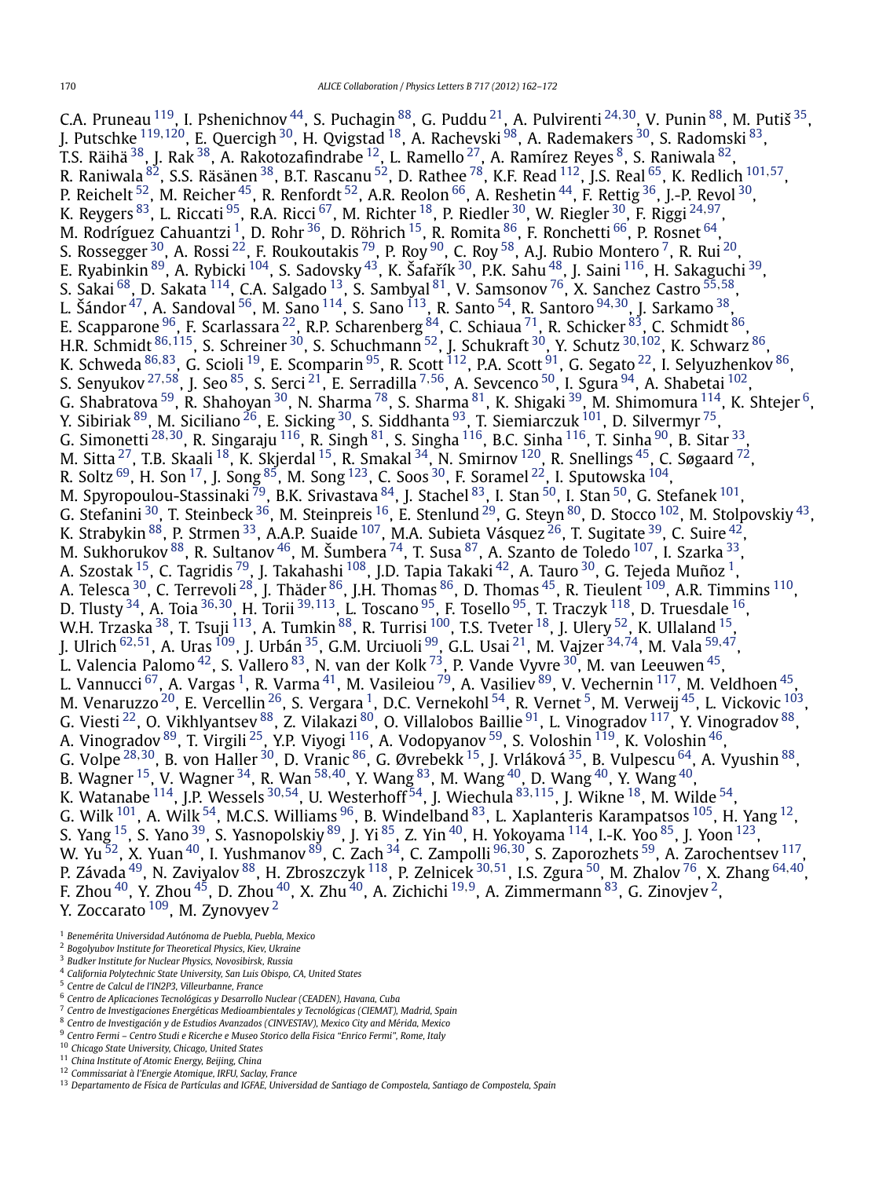C.A. Pruneau [119], I. Pshenichnov [44], S. Puchagin [88], G. Puddu [21], A. Pulvirenti [24,30], V. Punin [88], M. Putiš [35], J. Putschke [119,120], E. Quercigh [30], H. Qvigstad [18], A. Rachevski [98], A. Rademakers [30], S. Radomski [83], T.S. Räihä [38], J. Rak [38], A. Rakotozafindrabe [12], L. Ramello [27], A. Ramírez Reyes [8], S. Raniwala [82], R. Raniwala [82], S.S. Räsänen [38], B.T. Rascanu [52], D. Rathee [78], K.F. Read [112], J.S. Real [65], K. Redlich [101,57], P. Reichelt [52], M. Reicher [45], R. Renfordt [52], A.R. Reolon [66], A. Reshetin [44], F. Rettig [36], J.-P. Revol [30], K. Reygers [83], L. Riccati [95], R.A. Ricci [67], M. Richter [18], P. Riedler [30], W. Riegler [30], F. Riggi [24,97], M. Rodríguez Cahuantzi [1], D. Rohr [36], D. Röhrich [15], R. Romita [86], F. Ronchetti [66], P. Rosnet [64], S. Rossegger [30], A. Rossi [22], F. Roukoutakis [79], P. Roy [90], C. Roy [58], A.J. Rubio Montero [7], R. Rui [20], E. Ryabinkin [89], A. Rybicki [104], S. Sadovsky [43], K. Šafařík [30], P.K. Sahu [48], J. Saini [116], H. Sakaguchi [39], S. Sakai [68], D. Sakata [114], C.A. Salgado [13], S. Sambyal [81], V. Samsonov [76], X. Sanchez Castro [55,58], L. Šándor [47], A. Sandoval [56], M. Sano [114], S. Sano [113], R. Santo [54], R. Santoro [94,30], J. Sarkamo [38], E. Scapparone [96], F. Scarlassara [22], R.P. Scharenberg [84], C. Schiaua [71], R. Schicker [83], C. Schmidt [86], H.R. Schmidt [86,115], S. Schreiner [30], S. Schuchmann [52], J. Schukraft [30], Y. Schutz [30,102], K. Schwarz [86], K. Schweda [86,83], G. Scioli [19], E. Scomparin [95], R. Scott [112], P.A. Scott [91], G. Segato [22], I. Selyuzhenkov [86], S. Senyukov [27,58], J. Seo [85], S. Serci [21], E. Serradilla [7,56], A. Sevcenco [50], I. Sgura [94], A. Shabetai [102], G. Shabratova [59], R. Shahoyan [30], N. Sharma [78], S. Sharma [81], K. Shigaki [39], M. Shimomura [114], K. Shtejer [6], Y. Sibiriak [89], M. Siciliano [26], E. Sicking [30], S. Siddhanta [93], T. Siemiarczuk [101], D. Silvermyr [75], G. Simonetti [28,30], R. Singaraju [116], R. Singh [81], S. Singha [116], B.C. Sinha [116], T. Sinha [90], B. Sitar [33], M. Sitta [27], T.B. Skaali [18], K. Skjerdal [15], R. Smakal [34], N. Smirnov [120], R. Snellings [45], C. Søgaard [72], R. Soltz [69], H. Son [17], J. Song [85], M. Song [123], C. Soos [30], F. Soramel [22], I. Sputowska [104], M. Spyropoulou-Stassinaki [79], B.K. Srivastava [84], J. Stachel [83], I. Stan [50], I. Stan [50], G. Stefanek [101], G. Stefanini [30], T. Steinbeck [36], M. Steinpreis [16], E. Stenlund [29], G. Steyn [80], D. Stocco [102], M. Stolpovskiy [43], K. Strabykin [88], P. Strmen [33], A.A.P. Suaide [107], M.A. Subieta Vásquez [26], T. Sugitate [39], C. Suire [42], M. Sukhorukov [88], R. Sultanov [46], M. Šumbera [74], T. Susa [87], A. Szanto de Toledo [107], I. Szarka [33], A. Szostak [15], C. Tagridis [79], J. Takahashi [108], J.D. Tapia Takaki [42], A. Tauro [30], G. Tejeda Muñoz [1], A. Telesca [30], C. Terrevoli [28], J. Thäder [86], J.H. Thomas [86], D. Thomas [45], R. Tieulent [109], A.R. Timmins [110], D. Tlusty [34], A. Toia [36,30], H. Torii [39,113], L. Toscano [95], F. Tosello [95], T. Traczyk [118], D. Truesdale [16], W.H. Trzaska [38], T. Tsuji [113], A. Tumkin [88], R. Turrisi [100], T.S. Tveter [18], J. Ulery [52], K. Ullaland [15], J. Ulrich [62,51], A. Uras [109], J. Urbán [35], G.M. Urciuoli [99], G.L. Usai [21], M. Vajzer [34,74], M. Vala [59,47], L. Valencia Palomo [42], S. Vallero [83], N. van der Kolk [73], P. Vande Vyvre [30], M. van Leeuwen [45], L. Vannucci [67], A. Vargas [1], R. Varma [41], M. Vasileiou [79], A. Vasiliev [89], V. Vechernin [117], M. Veldhoen [45], M. Venaruzzo [20], E. Vercellin [26], S. Vergara [1], D.C. Vernekohl [54], R. Vernet [5], M. Verweij [45], L. Vickovic [103], G. Viesti [22], O. Vikhlyantsev [88], Z. Vilakazi [80], O. Villalobos Baillie [91], L. Vinogradov [117], Y. Vinogradov [88], A. Vinogradov [89], T. Virgili [25], Y.P. Viyogi [116], A. Vodopyanov [59], S. Voloshin [119], K. Voloshin [46], G. Volpe [28,30], B. von Haller [30], D. Vranic [86], G. Øvrebekk [15], J. Vrláková [35], B. Vulpescu [64], A. Vyushin [88], B. Wagner [15], V. Wagner [34], R. Wan [58,40], Y. Wang [83], M. Wang [40], D. Wang [40], Y. Wang [40], K. Watanabe [114], J.P. Wessels [30,54], U. Westerhoff [54], J. Wiechula [83,115], J. Wikne [18], M. Wilde [54], G. Wilk [101], A. Wilk [54], M.C.S. Williams [96], B. Windelband [83], L. Xaplanteris Karampatsos [105], H. Yang [12], S. Yang [15], S. Yano [39], S. Yasnopolskiy [89], J. Yi [85], Z. Yin [40], H. Yokoyama [114], I.-K. Yoo [85], J. Yoon [123], W. Yu [52], X. Yuan [40], I. Yushmanov [89], C. Zach [34], C. Zampolli [96,30], S. Zaporozhets [59], A. Zarochentsev [117], P. Závada [49], N. Zaviyalov [88], H. Zbroszczyk [118], P. Zelnicek [30,51], I.S. Zgura [50], M. Zhalov [76], X. Zhang [64,40], F. Zhou [40], Y. Zhou [45], D. Zhou [40], X. Zhu [40], A. Zichichi [19,9], A. Zimmermann [83], G. Zinovjev [2], Y. Zoccarato [109], M. Zynovyev [2]

[1] *Benemérita Universidad Autónoma de Puebla, Puebla, Mexico*
[2] *Bogolyubov Institute for Theoretical Physics, Kiev, Ukraine*
[3] *Budker Institute for Nuclear Physics, Novosibirsk, Russia*
[4] *California Polytechnic State University, San Luis Obispo, CA, United States*
[5] *Centre de Calcul de l'IN2P3, Villeurbanne, France*
[6] *Centro de Aplicaciones Tecnológicas y Desarrollo Nuclear (CEADEN), Havana, Cuba*
[7] *Centro de Investigaciones Energéticas Medioambientales y Tecnológicas (CIEMAT), Madrid, Spain*
[8] *Centro de Investigación y de Estudios Avanzados (CINVESTAV), Mexico City and Mérida, Mexico*
[9] *Centro Fermi – Centro Studi e Ricerche e Museo Storico della Fisica "Enrico Fermi", Rome, Italy*
[10] *Chicago State University, Chicago, United States*
[11] *China Institute of Atomic Energy, Beijing, China*
[12] *Commissariat à l'Energie Atomique, IRFU, Saclay, France*
[13] *Departamento de Física de Partículas and IGFAE, Universidad de Santiago de Compostela, Santiago de Compostela, Spain*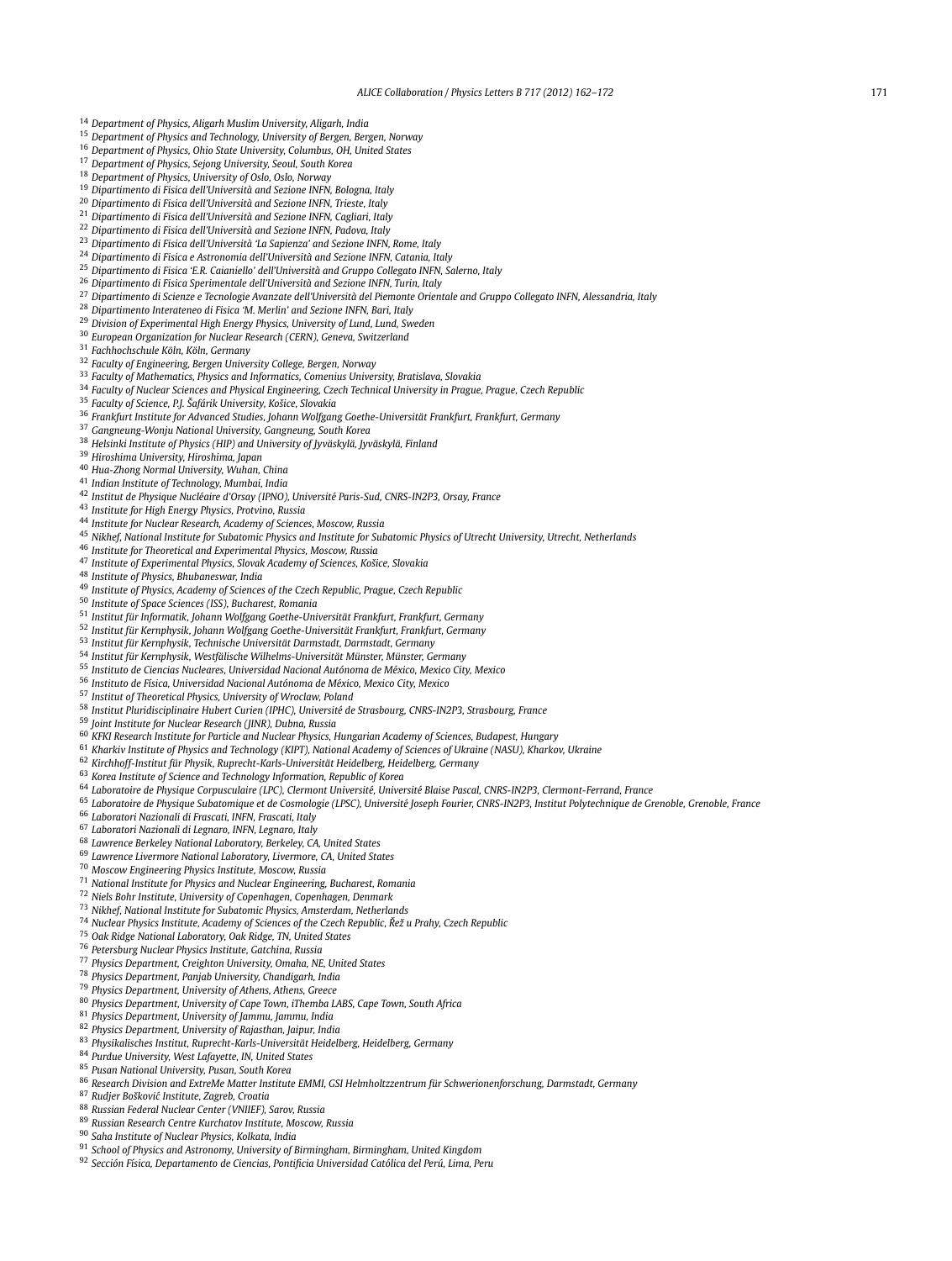[14] *Department of Physics, Aligarh Muslim University, Aligarh, India*
[15] *Department of Physics and Technology, University of Bergen, Bergen, Norway*
[16] *Department of Physics, Ohio State University, Columbus, OH, United States*
[17] *Department of Physics, Sejong University, Seoul, South Korea*
[18] *Department of Physics, University of Oslo, Oslo, Norway*
[19] *Dipartimento di Fisica dell'Università and Sezione INFN, Bologna, Italy*
[20] *Dipartimento di Fisica dell'Università and Sezione INFN, Trieste, Italy*
[21] *Dipartimento di Fisica dell'Università and Sezione INFN, Cagliari, Italy*
[22] *Dipartimento di Fisica dell'Università and Sezione INFN, Padova, Italy*
[23] *Dipartimento di Fisica dell'Università 'La Sapienza' and Sezione INFN, Rome, Italy*
[24] *Dipartimento di Fisica e Astronomia dell'Università and Sezione INFN, Catania, Italy*
[25] *Dipartimento di Fisica 'E.R. Caianiello' dell'Università and Gruppo Collegato INFN, Salerno, Italy*
[26] *Dipartimento di Fisica Sperimentale dell'Università and Sezione INFN, Turin, Italy*
[27] *Dipartimento di Scienze e Tecnologie Avanzate dell'Università del Piemonte Orientale and Gruppo Collegato INFN, Alessandria, Italy*
[28] *Dipartimento Interateneo di Fisica 'M. Merlin' and Sezione INFN, Bari, Italy*
[29] *Division of Experimental High Energy Physics, University of Lund, Lund, Sweden*
[30] *European Organization for Nuclear Research (CERN), Geneva, Switzerland*
[31] *Fachhochschule Köln, Köln, Germany*
[32] *Faculty of Engineering, Bergen University College, Bergen, Norway*
[33] *Faculty of Mathematics, Physics and Informatics, Comenius University, Bratislava, Slovakia*
[34] *Faculty of Nuclear Sciences and Physical Engineering, Czech Technical University in Prague, Prague, Czech Republic*
[35] *Faculty of Science, P.J. Šafárik University, Košice, Slovakia*
[36] *Frankfurt Institute for Advanced Studies, Johann Wolfgang Goethe-Universität Frankfurt, Frankfurt, Germany*
[37] *Gangneung-Wonju National University, Gangneung, South Korea*
[38] *Helsinki Institute of Physics (HIP) and University of Jyväskylä, Jyväskylä, Finland*
[39] *Hiroshima University, Hiroshima, Japan*
[40] *Hua-Zhong Normal University, Wuhan, China*
[41] *Indian Institute of Technology, Mumbai, India*
[42] *Institut de Physique Nucléaire d'Orsay (IPNO), Université Paris-Sud, CNRS-IN2P3, Orsay, France*
[43] *Institute for High Energy Physics, Protvino, Russia*
[44] *Institute for Nuclear Research, Academy of Sciences, Moscow, Russia*
[45] *Nikhef, National Institute for Subatomic Physics and Institute for Subatomic Physics of Utrecht University, Utrecht, Netherlands*
[46] *Institute for Theoretical and Experimental Physics, Moscow, Russia*
[47] *Institute of Experimental Physics, Slovak Academy of Sciences, Košice, Slovakia*
[48] *Institute of Physics, Bhubaneswar, India*
[49] *Institute of Physics, Academy of Sciences of the Czech Republic, Prague, Czech Republic*
[50] *Institute of Space Sciences (ISS), Bucharest, Romania*
[51] *Institut für Informatik, Johann Wolfgang Goethe-Universität Frankfurt, Frankfurt, Germany*
[52] *Institut für Kernphysik, Johann Wolfgang Goethe-Universität Frankfurt, Frankfurt, Germany*
[53] *Institut für Kernphysik, Technische Universität Darmstadt, Darmstadt, Germany*
[54] *Institut für Kernphysik, Westfälische Wilhelms-Universität Münster, Münster, Germany*
[55] *Instituto de Ciencias Nucleares, Universidad Nacional Autónoma de México, Mexico City, Mexico*
[56] *Instituto de Física, Universidad Nacional Autónoma de México, Mexico City, Mexico*
[57] *Institut of Theoretical Physics, University of Wroclaw, Poland*
[58] *Institut Pluridisciplinaire Hubert Curien (IPHC), Université de Strasbourg, CNRS-IN2P3, Strasbourg, France*
[59] *Joint Institute for Nuclear Research (JINR), Dubna, Russia*
[60] *KFKI Research Institute for Particle and Nuclear Physics, Hungarian Academy of Sciences, Budapest, Hungary*
[61] *Kharkiv Institute of Physics and Technology (KIPT), National Academy of Sciences of Ukraine (NASU), Kharkov, Ukraine*
[62] *Kirchhoff-Institut für Physik, Ruprecht-Karls-Universität Heidelberg, Heidelberg, Germany*
[63] *Korea Institute of Science and Technology Information, Republic of Korea*
[64] *Laboratoire de Physique Corpusculaire (LPC), Clermont Université, Université Blaise Pascal, CNRS-IN2P3, Clermont-Ferrand, France*
[65] *Laboratoire de Physique Subatomique et de Cosmologie (LPSC), Université Joseph Fourier, CNRS-IN2P3, Institut Polytechnique de Grenoble, Grenoble, France*
[66] *Laboratori Nazionali di Frascati, INFN, Frascati, Italy*
[67] *Laboratori Nazionali di Legnaro, INFN, Legnaro, Italy*
[68] *Lawrence Berkeley National Laboratory, Berkeley, CA, United States*
[69] *Lawrence Livermore National Laboratory, Livermore, CA, United States*
[70] *Moscow Engineering Physics Institute, Moscow, Russia*
[71] *National Institute for Physics and Nuclear Engineering, Bucharest, Romania*
[72] *Niels Bohr Institute, University of Copenhagen, Copenhagen, Denmark*
[73] *Nikhef, National Institute for Subatomic Physics, Amsterdam, Netherlands*
[74] *Nuclear Physics Institute, Academy of Sciences of the Czech Republic, Řež u Prahy, Czech Republic*
[75] *Oak Ridge National Laboratory, Oak Ridge, TN, United States*
[76] *Petersburg Nuclear Physics Institute, Gatchina, Russia*
[77] *Physics Department, Creighton University, Omaha, NE, United States*
[78] *Physics Department, Panjab University, Chandigarh, India*
[79] *Physics Department, University of Athens, Athens, Greece*
[80] *Physics Department, University of Cape Town, iThemba LABS, Cape Town, South Africa*
[81] *Physics Department, University of Jammu, Jammu, India*
[82] *Physics Department, University of Rajasthan, Jaipur, India*
[83] *Physikalisches Institut, Ruprecht-Karls-Universität Heidelberg, Heidelberg, Germany*
[84] *Purdue University, West Lafayette, IN, United States*
[85] *Pusan National University, Pusan, South Korea*
[86] *Research Division and ExtreMe Matter Institute EMMI, GSI Helmholtzzentrum für Schwerionenforschung, Darmstadt, Germany*
[87] *Rudjer Bošković Institute, Zagreb, Croatia*
[88] *Russian Federal Nuclear Center (VNIIEF), Sarov, Russia*
[89] *Russian Research Centre Kurchatov Institute, Moscow, Russia*
[90] *Saha Institute of Nuclear Physics, Kolkata, India*
[91] *School of Physics and Astronomy, University of Birmingham, Birmingham, United Kingdom*
[92] *Sección Física, Departamento de Ciencias, Pontificia Universidad Católica del Perú, Lima, Peru*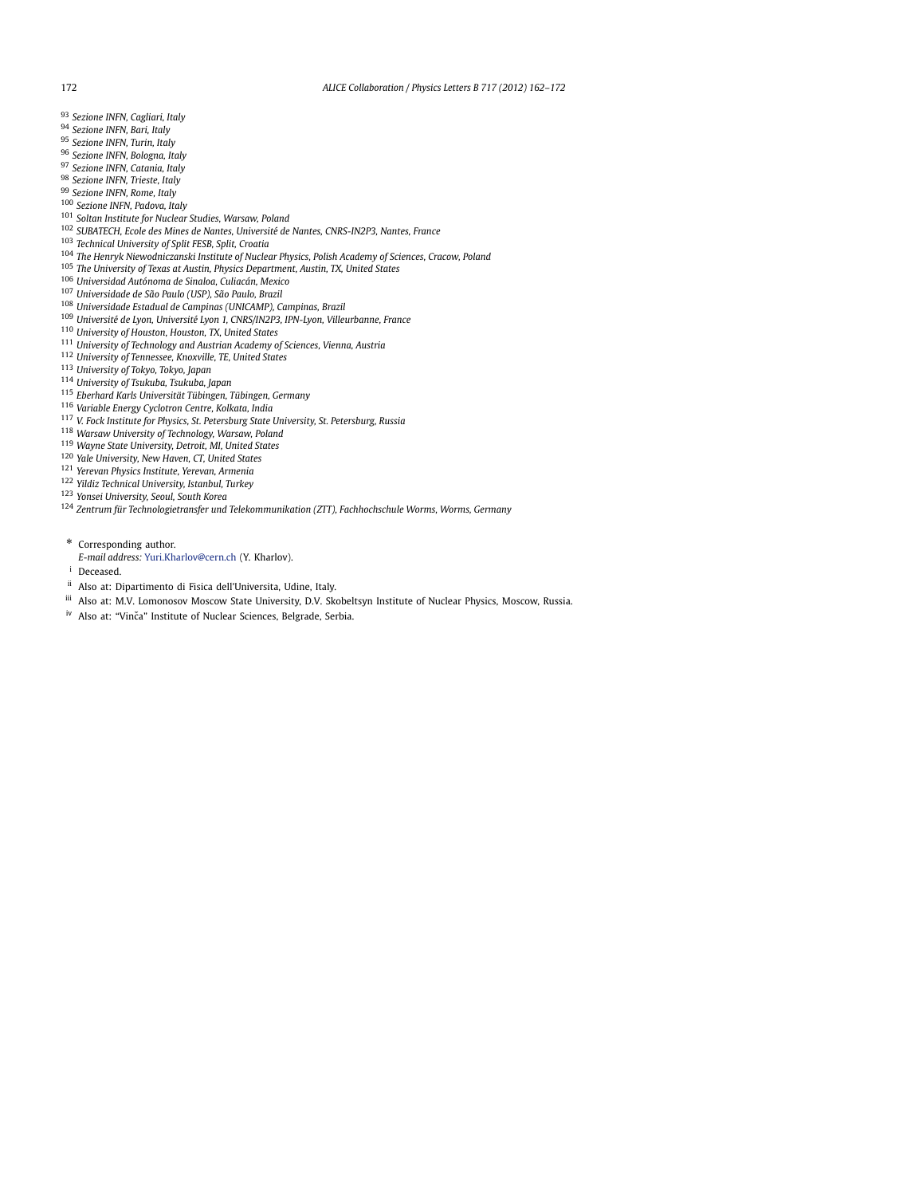[93] *Sezione INFN, Cagliari, Italy*
[94] *Sezione INFN, Bari, Italy*
[95] *Sezione INFN, Turin, Italy*
[96] *Sezione INFN, Bologna, Italy*
[97] *Sezione INFN, Catania, Italy*
[98] *Sezione INFN, Trieste, Italy*
[99] *Sezione INFN, Rome, Italy*
[100] *Sezione INFN, Padova, Italy*
[101] *Soltan Institute for Nuclear Studies, Warsaw, Poland*
[102] *SUBATECH, Ecole des Mines de Nantes, Université de Nantes, CNRS-IN2P3, Nantes, France*
[103] *Technical University of Split FESB, Split, Croatia*
[104] *The Henryk Niewodniczanski Institute of Nuclear Physics, Polish Academy of Sciences, Cracow, Poland*
[105] *The University of Texas at Austin, Physics Department, Austin, TX, United States*
[106] *Universidad Autónoma de Sinaloa, Culiacán, Mexico*
[107] *Universidade de São Paulo (USP), São Paulo, Brazil*
[108] *Universidade Estadual de Campinas (UNICAMP), Campinas, Brazil*
[109] *Université de Lyon, Université Lyon 1, CNRS/IN2P3, IPN-Lyon, Villeurbanne, France*
[110] *University of Houston, Houston, TX, United States*
[111] *University of Technology and Austrian Academy of Sciences, Vienna, Austria*
[112] *University of Tennessee, Knoxville, TE, United States*
[113] *University of Tokyo, Tokyo, Japan*
[114] *University of Tsukuba, Tsukuba, Japan*
[115] *Eberhard Karls Universität Tübingen, Tübingen, Germany*
[116] *Variable Energy Cyclotron Centre, Kolkata, India*
[117] *V. Fock Institute for Physics, St. Petersburg State University, St. Petersburg, Russia*
[118] *Warsaw University of Technology, Warsaw, Poland*
[119] *Wayne State University, Detroit, MI, United States*
[120] *Yale University, New Haven, CT, United States*
[121] *Yerevan Physics Institute, Yerevan, Armenia*
[122] *Yildiz Technical University, Istanbul, Turkey*
[123] *Yonsei University, Seoul, South Korea*
[124] *Zentrum für Technologietransfer und Telekommunikation (ZTT), Fachhochschule Worms, Worms, Germany*

[*] Corresponding author.
*E-mail address:* Yuri.Kharlov@cern.ch (Y. Kharlov).

[i] Deceased.

[ii] Also at: Dipartimento di Fisica dell'Universita, Udine, Italy.

[iii] Also at: M.V. Lomonosov Moscow State University, D.V. Skobeltsyn Institute of Nuclear Physics, Moscow, Russia.

[iv] Also at: "Vinča" Institute of Nuclear Sciences, Belgrade, Serbia.